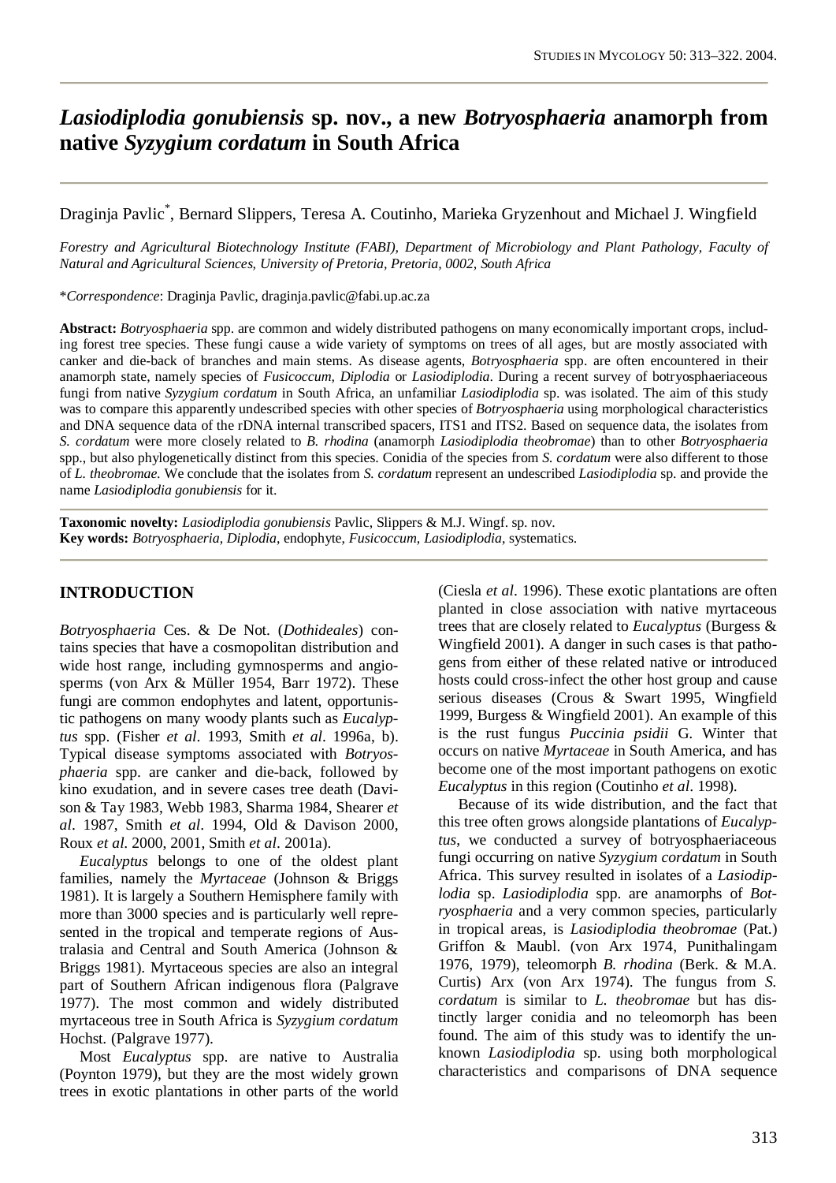# *Lasiodiplodia gonubiensis* sp. nov., a new *Botryosphaeria* anamorph from native *Syzygium cordatum* in South Africa

Draginja Pavlic*, Bernard Slippers, Teresa A. Coutinho, Marieka Gryzenhout and Michael J. Wingfield

*Forestry and Agricultural Biotechnology Institute (FABI), Department of Microbiology and Plant Pathology, Faculty of Natural and Agricultural Sciences, University of Pretoria, Pretoria, 0002, South Africa*

\**Correspondence*: Draginja Pavlic, draginja.pavlic@fabi.up.ac.za

**Abstract:** *Botryosphaeria* spp. are common and widely distributed pathogens on many economically important crops, including forest tree species. These fungi cause a wide variety of symptoms on trees of all ages, but are mostly associated with canker and die-back of branches and main stems. As disease agents, *Botryosphaeria* spp. are often encountered in their anamorph state, namely species of *Fusicoccum*, *Diplodia* or *Lasiodiplodia*. During a recent survey of botryosphaeriaceous fungi from native *Syzygium cordatum* in South Africa, an unfamiliar *Lasiodiplodia* sp. was isolated. The aim of this study was to compare this apparently undescribed species with other species of *Botryosphaeria* using morphological characteristics and DNA sequence data of the rDNA internal transcribed spacers, ITS1 and ITS2. Based on sequence data, the isolates from *S. cordatum* were more closely related to *B. rhodina* (anamorph *Lasiodiplodia theobromae*) than to other *Botryosphaeria* spp., but also phylogenetically distinct from this species. Conidia of the species from *S. cordatum* were also different to those of *L. theobromae.* We conclude that the isolates from *S. cordatum* represent an undescribed *Lasiodiplodia* sp. and provide the name *Lasiodiplodia gonubiensis* for it.

**Taxonomic novelty:** *Lasiodiplodia gonubiensis* Pavlic, Slippers & M.J. Wingf. sp. nov.
**Key words:** *Botryosphaeria*, *Diplodia*, endophyte, *Fusicoccum*, *Lasiodiplodia*, systematics.

## INTRODUCTION

*Botryosphaeria* Ces. & De Not. (*Dothideales*) contains species that have a cosmopolitan distribution and wide host range, including gymnosperms and angiosperms (von Arx & Müller 1954, Barr 1972). These fungi are common endophytes and latent, opportunistic pathogens on many woody plants such as *Eucalyptus* spp. (Fisher *et al*. 1993, Smith *et al*. 1996a, b). Typical disease symptoms associated with *Botryosphaeria* spp. are canker and die-back, followed by kino exudation, and in severe cases tree death (Davison & Tay 1983, Webb 1983, Sharma 1984, Shearer *et al*. 1987, Smith *et al*. 1994, Old & Davison 2000, Roux *et al.* 2000, 2001, Smith *et al*. 2001a).

*Eucalyptus* belongs to one of the oldest plant families, namely the *Myrtaceae* (Johnson & Briggs 1981). It is largely a Southern Hemisphere family with more than 3000 species and is particularly well represented in the tropical and temperate regions of Australasia and Central and South America (Johnson & Briggs 1981). Myrtaceous species are also an integral part of Southern African indigenous flora (Palgrave 1977). The most common and widely distributed myrtaceous tree in South Africa is *Syzygium cordatum* Hochst. (Palgrave 1977).

Most *Eucalyptus* spp. are native to Australia (Poynton 1979), but they are the most widely grown trees in exotic plantations in other parts of the world (Ciesla *et al*. 1996). These exotic plantations are often planted in close association with native myrtaceous trees that are closely related to *Eucalyptus* (Burgess & Wingfield 2001). A danger in such cases is that pathogens from either of these related native or introduced hosts could cross-infect the other host group and cause serious diseases (Crous & Swart 1995, Wingfield 1999, Burgess & Wingfield 2001). An example of this is the rust fungus *Puccinia psidii* G. Winter that occurs on native *Myrtaceae* in South America, and has become one of the most important pathogens on exotic *Eucalyptus* in this region (Coutinho *et al*. 1998).

Because of its wide distribution, and the fact that this tree often grows alongside plantations of *Eucalyptus*, we conducted a survey of botryosphaeriaceous fungi occurring on native *Syzygium cordatum* in South Africa. This survey resulted in isolates of a *Lasiodiplodia* sp. *Lasiodiplodia* spp. are anamorphs of *Botryosphaeria* and a very common species, particularly in tropical areas, is *Lasiodiplodia theobromae* (Pat.) Griffon & Maubl. (von Arx 1974, Punithalingam 1976, 1979), teleomorph *B. rhodina* (Berk. & M.A. Curtis) Arx (von Arx 1974). The fungus from *S. cordatum* is similar to *L. theobromae* but has distinctly larger conidia and no teleomorph has been found. The aim of this study was to identify the unknown *Lasiodiplodia* sp. using both morphological characteristics and comparisons of DNA sequence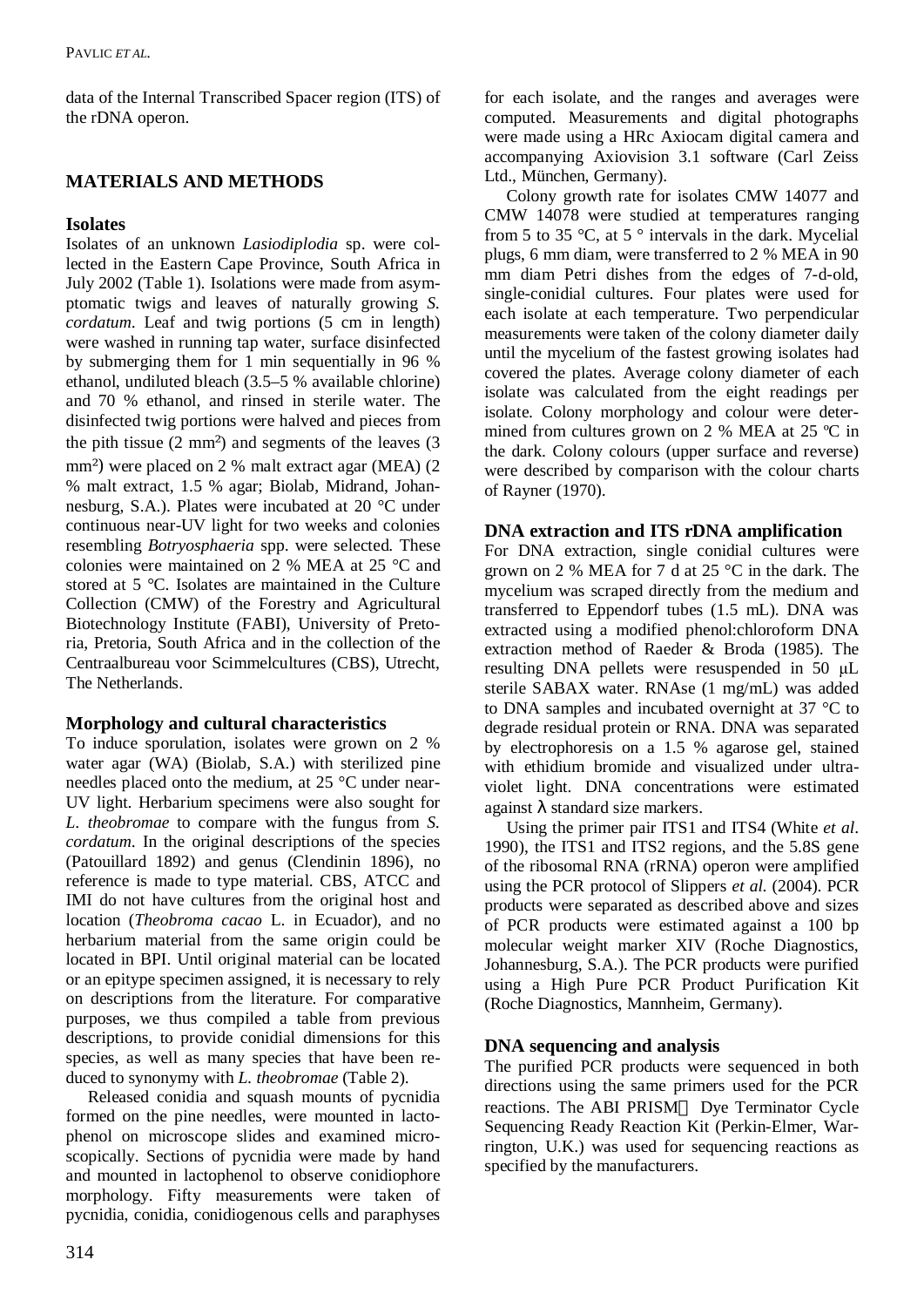data of the Internal Transcribed Spacer region (ITS) of the rDNA operon.

## MATERIALS AND METHODS

### Isolates

Isolates of an unknown *Lasiodiplodia* sp. were collected in the Eastern Cape Province, South Africa in July 2002 (Table 1). Isolations were made from asymptomatic twigs and leaves of naturally growing *S. cordatum*. Leaf and twig portions (5 cm in length) were washed in running tap water, surface disinfected by submerging them for 1 min sequentially in 96 % ethanol, undiluted bleach (3.5–5 % available chlorine) and 70 % ethanol, and rinsed in sterile water. The disinfected twig portions were halved and pieces from the pith tissue (2 mm²) and segments of the leaves (3 mm²) were placed on 2 % malt extract agar (MEA) (2 % malt extract, 1.5 % agar; Biolab, Midrand, Johannesburg, S.A.). Plates were incubated at 20 °C under continuous near-UV light for two weeks and colonies resembling *Botryosphaeria* spp. were selected. These colonies were maintained on 2 % MEA at 25 °C and stored at 5 °C. Isolates are maintained in the Culture Collection (CMW) of the Forestry and Agricultural Biotechnology Institute (FABI), University of Pretoria, Pretoria, South Africa and in the collection of the Centraalbureau voor Schimmelcultures (CBS), Utrecht, The Netherlands.

### Morphology and cultural characteristics

To induce sporulation, isolates were grown on 2 % water agar (WA) (Biolab, S.A.) with sterilized pine needles placed onto the medium, at 25 °C under near-UV light. Herbarium specimens were also sought for *L. theobromae* to compare with the fungus from *S. cordatum*. In the original descriptions of the species (Patouillard 1892) and genus (Clendinin 1896), no reference is made to type material. CBS, ATCC and IMI do not have cultures from the original host and location (*Theobroma cacao* L. in Ecuador), and no herbarium material from the same origin could be located in BPI. Until original material can be located or an epitype specimen assigned, it is necessary to rely on descriptions from the literature. For comparative purposes, we thus compiled a table from previous descriptions, to provide conidial dimensions for this species, as well as many species that have been reduced to synonymy with *L. theobromae* (Table 2).

Released conidia and squash mounts of pycnidia formed on the pine needles, were mounted in lactophenol on microscope slides and examined microscopically. Sections of pycnidia were made by hand and mounted in lactophenol to observe conidiophore morphology. Fifty measurements were taken of pycnidia, conidia, conidiogenous cells and paraphyses for each isolate, and the ranges and averages were computed. Measurements and digital photographs were made using a HRc Axiocam digital camera and accompanying Axiovision 3.1 software (Carl Zeiss Ltd., München, Germany).

Colony growth rate for isolates CMW 14077 and CMW 14078 were studied at temperatures ranging from 5 to 35 °C, at 5 ° intervals in the dark. Mycelial plugs, 6 mm diam, were transferred to 2 % MEA in 90 mm diam Petri dishes from the edges of 7-d-old, single-conidial cultures. Four plates were used for each isolate at each temperature. Two perpendicular measurements were taken of the colony diameter daily until the mycelium of the fastest growing isolates had covered the plates. Average colony diameter of each isolate was calculated from the eight readings per isolate. Colony morphology and colour were determined from cultures grown on 2 % MEA at 25 ºC in the dark. Colony colours (upper surface and reverse) were described by comparison with the colour charts of Rayner (1970).

### DNA extraction and ITS rDNA amplification

For DNA extraction, single conidial cultures were grown on 2 % MEA for 7 d at 25 °C in the dark. The mycelium was scraped directly from the medium and transferred to Eppendorf tubes (1.5 mL). DNA was extracted using a modified phenol:chloroform DNA extraction method of Raeder & Broda (1985). The resulting DNA pellets were resuspended in 50 µL sterile SABAX water. RNAse (1 mg/mL) was added to DNA samples and incubated overnight at 37 °C to degrade residual protein or RNA. DNA was separated by electrophoresis on a 1.5 % agarose gel, stained with ethidium bromide and visualized under ultraviolet light. DNA concentrations were estimated against λ standard size markers.

Using the primer pair ITS1 and ITS4 (White *et al.* 1990), the ITS1 and ITS2 regions, and the 5.8S gene of the ribosomal RNA (rRNA) operon were amplified using the PCR protocol of Slippers *et al.* (2004). PCR products were separated as described above and sizes of PCR products were estimated against a 100 bp molecular weight marker XIV (Roche Diagnostics, Johannesburg, S.A.). The PCR products were purified using a High Pure PCR Product Purification Kit (Roche Diagnostics, Mannheim, Germany).

### DNA sequencing and analysis

The purified PCR products were sequenced in both directions using the same primers used for the PCR reactions. The ABI PRISM™ Dye Terminator Cycle Sequencing Ready Reaction Kit (Perkin-Elmer, Warrington, U.K.) was used for sequencing reactions as specified by the manufacturers.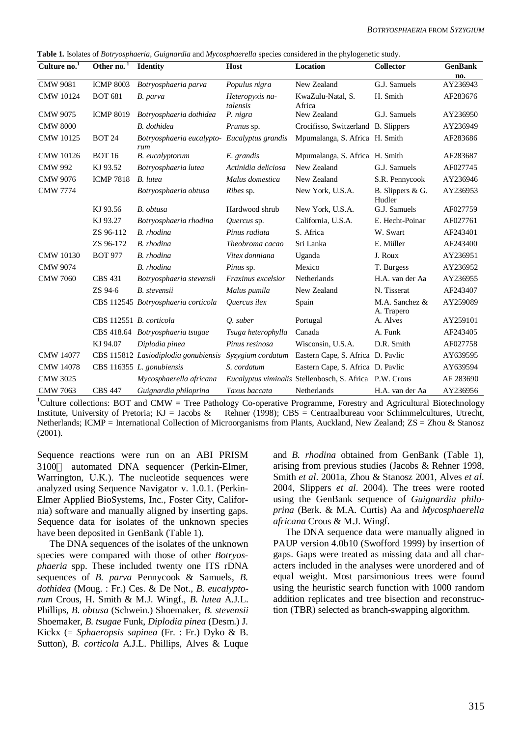**Table 1.** Isolates of *Botryosphaeria*, *Guignardia* and *Mycosphaerella* species considered in the phylogenetic study.

| Culture no.[1] | Other no.[1] | Identity | Host | Location | Collector | GenBank no. |
|---|---|---|---|---|---|---|
| CMW 9081 | ICMP 8003 | *Botryosphaeria parva* | *Populus nigra* | New Zealand | G.J. Samuels | AY236943 |
| CMW 10124 | BOT 681 | *B. parva* | *Heteropyxis natalensis* | KwaZulu-Natal, S. Africa | H. Smith | AF283676 |
| CMW 9075 | ICMP 8019 | *Botryosphaeria dothidea* | *P. nigra* | New Zealand | G.J. Samuels | AY236950 |
| CMW 8000 | | *B. dothidea* | *Prunus* sp. | Crocifisso, Switzerland | B. Slippers | AY236949 |
| CMW 10125 | BOT 24 | *Botryosphaeria eucalyptorum* | *Eucalyptus grandis* | Mpumalanga, S. Africa | H. Smith | AF283686 |
| CMW 10126 | BOT 16 | *B. eucalyptorum* | *E. grandis* | Mpumalanga, S. Africa | H. Smith | AF283687 |
| CMW 992 | KJ 93.52 | *Botryosphaeria lutea* | *Actinidia deliciosa* | New Zealand | G.J. Samuels | AF027745 |
| CMW 9076 | ICMP 7818 | *B. lutea* | *Malus domestica* | New Zealand | S.R. Pennycook | AY236946 |
| CMW 7774 | | *Botryosphaeria obtusa* | *Ribes* sp. | New York, U.S.A. | B. Slippers & G. Hudler | AY236953 |
| | KJ 93.56 | *B. obtusa* | Hardwood shrub | New York, U.S.A. | G.J. Samuels | AF027759 |
| | KJ 93.27 | *Botryosphaeria rhodina* | *Quercus* sp. | California, U.S.A. | E. Hecht-Poinar | AF027761 |
| | ZS 96-112 | *B. rhodina* | *Pinus radiata* | S. Africa | W. Swart | AF243401 |
| | ZS 96-172 | *B. rhodina* | *Theobroma cacao* | Sri Lanka | E. Müller | AF243400 |
| CMW 10130 | BOT 977 | *B. rhodina* | *Vitex donniana* | Uganda | J. Roux | AY236951 |
| CMW 9074 | | *B. rhodina* | *Pinus* sp. | Mexico | T. Burgess | AY236952 |
| CMW 7060 | CBS 431 | *Botryosphaeria stevensii* | *Fraxinus excelsior* | Netherlands | H.A. van der Aa | AY236955 |
| | ZS 94-6 | *B. stevensii* | *Malus pumila* | New Zealand | N. Tisserat | AF243407 |
| | CBS 112545 | *Botryosphaeria corticola* | *Quercus ilex* | Spain | M.A. Sanchez & A. Trapero | AY259089 |
| | CBS 112551 | *B. corticola* | *Q. suber* | Portugal | A. Alves | AY259101 |
| | CBS 418.64 | *Botryosphaeria tsugae* | *Tsuga heterophylla* | Canada | A. Funk | AF243405 |
| | KJ 94.07 | *Diplodia pinea* | *Pinus resinosa* | Wisconsin, U.S.A. | D.R. Smith | AF027758 |
| CMW 14077 | CBS 115812 | *Lasiodiplodia gonubiensis* | *Syzygium cordatum* | Eastern Cape, S. Africa | D. Pavlic | AY639595 |
| CMW 14078 | CBS 116355 | *L. gonubiensis* | *S. cordatum* | Eastern Cape, S. Africa | D. Pavlic | AY639594 |
| CMW 3025 | | *Mycosphaerella africana* | *Eucalyptus viminalis* | Stellenbosch, S. Africa | P.W. Crous | AF 283690 |
| CMW 7063 | CBS 447 | *Guignardia philoprina* | *Taxus baccata* | Netherlands | H.A. van der Aa | AY236956 |

[1]Culture collections: BOT and CMW = Tree Pathology Co-operative Programme, Forestry and Agricultural Biotechnology Institute, University of Pretoria; KJ = Jacobs & Rehner (1998); CBS = Centraalbureau voor Schimmelcultures, Utrecht, Netherlands; ICMP = International Collection of Microorganisms from Plants, Auckland, New Zealand; ZS = Zhou & Stanosz (2001).

Sequence reactions were run on an ABI PRISM 3100™ automated DNA sequencer (Perkin-Elmer, Warrington, U.K.). The nucleotide sequences were analyzed using Sequence Navigator v. 1.0.1. (Perkin-Elmer Applied BioSystems, Inc., Foster City, California) software and manually aligned by inserting gaps. Sequence data for isolates of the unknown species have been deposited in GenBank (Table 1).

The DNA sequences of the isolates of the unknown species were compared with those of other *Botryosphaeria* spp. These included twenty one ITS rDNA sequences of *B. parva* Pennycook & Samuels, *B. dothidea* (Moug. : Fr.) Ces. & De Not., *B. eucalyptorum* Crous, H. Smith & M.J. Wingf., *B. lutea* A.J.L. Phillips, *B. obtusa* (Schwein.) Shoemaker, *B. stevensii* Shoemaker, *B. tsugae* Funk, *Diplodia pinea* (Desm.) J. Kickx (= *Sphaeropsis sapinea* (Fr. : Fr.) Dyko & B. Sutton), *B. corticola* A.J.L. Phillips, Alves & Luque and *B. rhodina* obtained from GenBank (Table 1), arising from previous studies (Jacobs & Rehner 1998, Smith *et al*. 2001a, Zhou & Stanosz 2001, Alves *et al*. 2004, Slippers *et al*. 2004). The trees were rooted using the GenBank sequence of *Guignardia philoprina* (Berk. & M.A. Curtis) Aa and *Mycosphaerella africana* Crous & M.J. Wingf.

The DNA sequence data were manually aligned in PAUP version 4.0b10 (Swofford 1999) by insertion of gaps. Gaps were treated as missing data and all characters included in the analyses were unordered and of equal weight. Most parsimonious trees were found using the heuristic search function with 1000 random addition replicates and tree bisection and reconstruction (TBR) selected as branch-swapping algorithm.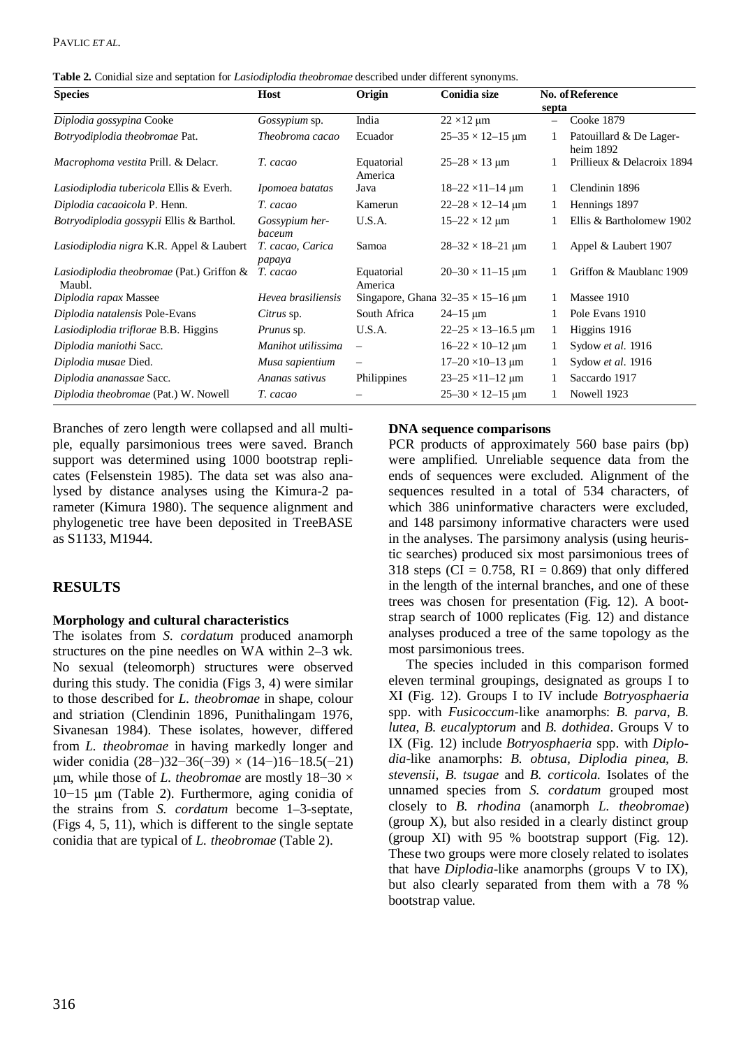**Table 2.** Conidial size and septation for *Lasiodiplodia theobromae* described under different synonyms.

| Species | Host | Origin | Conidia size | No. of septa | Reference |
|---|---|---|---|---|---|
| *Diplodia gossypina* Cooke | *Gossypium* sp. | India | 22 ×12 µm | – | Cooke 1879 |
| *Botryodiplodia theobromae* Pat. | *Theobroma cacao* | Ecuador | 25–35 × 12–15 µm | 1 | Patouillard & De Lagerheim 1892 |
| *Macrophoma vestita* Prill. & Delacr. | *T. cacao* | Equatorial America | 25–28 × 13 µm | 1 | Prillieux & Delacroix 1894 |
| *Lasiodiplodia tubericola* Ellis & Everh. | *Ipomoea batatas* | Java | 18–22 ×11–14 µm | 1 | Clendinin 1896 |
| *Diplodia cacaoicola* P. Henn. | *T. cacao* | Kamerun | 22–28 × 12–14 µm | 1 | Hennings 1897 |
| *Botryodiplodia gossypii* Ellis & Barthol. | *Gossypium herbaceum* | U.S.A. | 15–22 × 12 µm | 1 | Ellis & Bartholomew 1902 |
| *Lasiodiplodia nigra* K.R. Appel & Laubert | *T. cacao, Carica papaya* | Samoa | 28–32 × 18–21 µm | 1 | Appel & Laubert 1907 |
| *Lasiodiplodia theobromae* (Pat.) Griffon & Maubl. | *T. cacao* | Equatorial America | 20–30 × 11–15 µm | 1 | Griffon & Maublanc 1909 |
| *Diplodia rapax* Massee | *Hevea brasiliensis* | Singapore, Ghana | 32–35 × 15–16 µm | 1 | Massee 1910 |
| *Diplodia natalensis* Pole-Evans | *Citrus* sp. | South Africa | 24–15 µm | 1 | Pole Evans 1910 |
| *Lasiodiplodia triflorae* B.B. Higgins | *Prunus* sp. | U.S.A. | 22–25 × 13–16.5 µm | 1 | Higgins 1916 |
| *Diplodia maniothi* Sacc. | *Manihot utilissima* | – | 16–22 × 10–12 µm | 1 | Sydow *et al.* 1916 |
| *Diplodia musae* Died. | *Musa sapientium* | – | 17–20 ×10–13 µm | 1 | Sydow *et al.* 1916 |
| *Diplodia ananassae* Sacc. | *Ananas sativus* | Philippines | 23–25 ×11–12 µm | 1 | Saccardo 1917 |
| *Diplodia theobromae* (Pat.) W. Nowell | *T. cacao* | – | 25–30 × 12–15 µm | 1 | Nowell 1923 |

Branches of zero length were collapsed and all multiple, equally parsimonious trees were saved. Branch support was determined using 1000 bootstrap replicates (Felsenstein 1985). The data set was also analysed by distance analyses using the Kimura-2 parameter (Kimura 1980). The sequence alignment and phylogenetic tree have been deposited in TreeBASE as S1133, M1944.

## RESULTS

### Morphology and cultural characteristics

The isolates from *S. cordatum* produced anamorph structures on the pine needles on WA within 2–3 wk. No sexual (teleomorph) structures were observed during this study. The conidia (Figs 3, 4) were similar to those described for *L. theobromae* in shape, colour and striation (Clendinin 1896, Punithalingam 1976, Sivanesan 1984). These isolates, however, differed from *L. theobromae* in having markedly longer and wider conidia (28−)32−36(−39) × (14−)16−18.5(−21) µm, while those of *L. theobromae* are mostly 18−30 × 10−15 µm (Table 2). Furthermore, aging conidia of the strains from *S. cordatum* become 1–3-septate, (Figs 4, 5, 11), which is different to the single septate conidia that are typical of *L. theobromae* (Table 2).

### DNA sequence comparisons

PCR products of approximately 560 base pairs (bp) were amplified. Unreliable sequence data from the ends of sequences were excluded. Alignment of the sequences resulted in a total of 534 characters, of which 386 uninformative characters were excluded, and 148 parsimony informative characters were used in the analyses. The parsimony analysis (using heuristic searches) produced six most parsimonious trees of 318 steps (CI = 0.758, RI = 0.869) that only differed in the length of the internal branches, and one of these trees was chosen for presentation (Fig. 12). A bootstrap search of 1000 replicates (Fig. 12) and distance analyses produced a tree of the same topology as the most parsimonious trees.

The species included in this comparison formed eleven terminal groupings, designated as groups I to XI (Fig. 12). Groups I to IV include *Botryosphaeria* spp. with *Fusicoccum*-like anamorphs: *B. parva*, *B. lutea*, *B. eucalyptorum* and *B. dothidea*. Groups V to IX (Fig. 12) include *Botryosphaeria* spp. with *Diplodia*-like anamorphs: *B. obtusa*, *Diplodia pinea*, *B. stevensii*, *B. tsugae* and *B. corticola.* Isolates of the unnamed species from *S. cordatum* grouped most closely to *B. rhodina* (anamorph *L. theobromae*) (group X), but also resided in a clearly distinct group (group XI) with 95 % bootstrap support (Fig. 12). These two groups were more closely related to isolates that have *Diplodia*-like anamorphs (groups V to IX), but also clearly separated from them with a 78 % bootstrap value.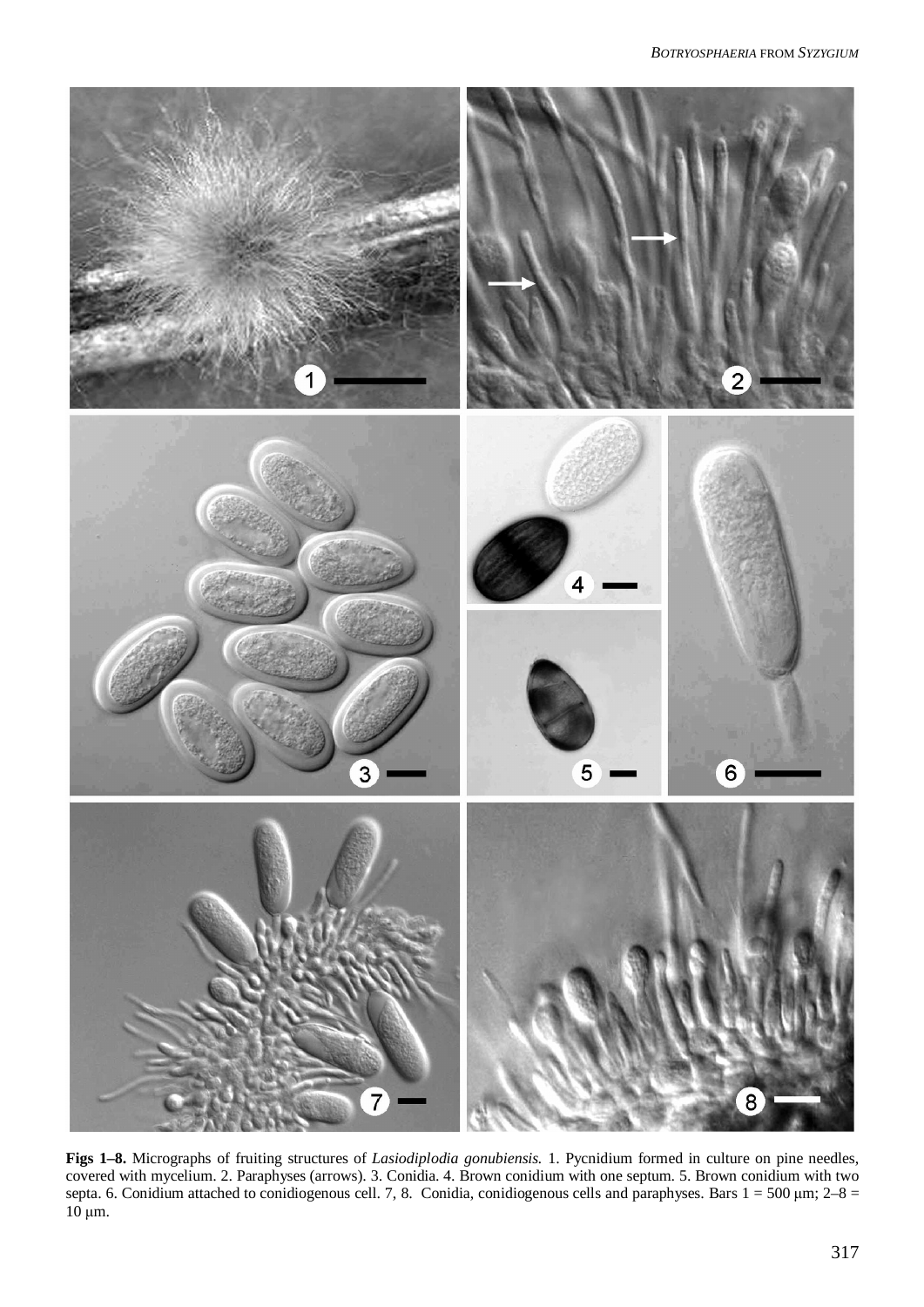**Figs 1–8.** Micrographs of fruiting structures of *Lasiodiplodia gonubiensis.* 1. Pycnidium formed in culture on pine needles, covered with mycelium. 2. Paraphyses (arrows). 3. Conidia. 4. Brown conidium with one septum. 5. Brown conidium with two septa. 6. Conidium attached to conidiogenous cell. 7, 8. Conidia, conidiogenous cells and paraphyses. Bars 1 = 500 μm; 2–8 = 10 μm.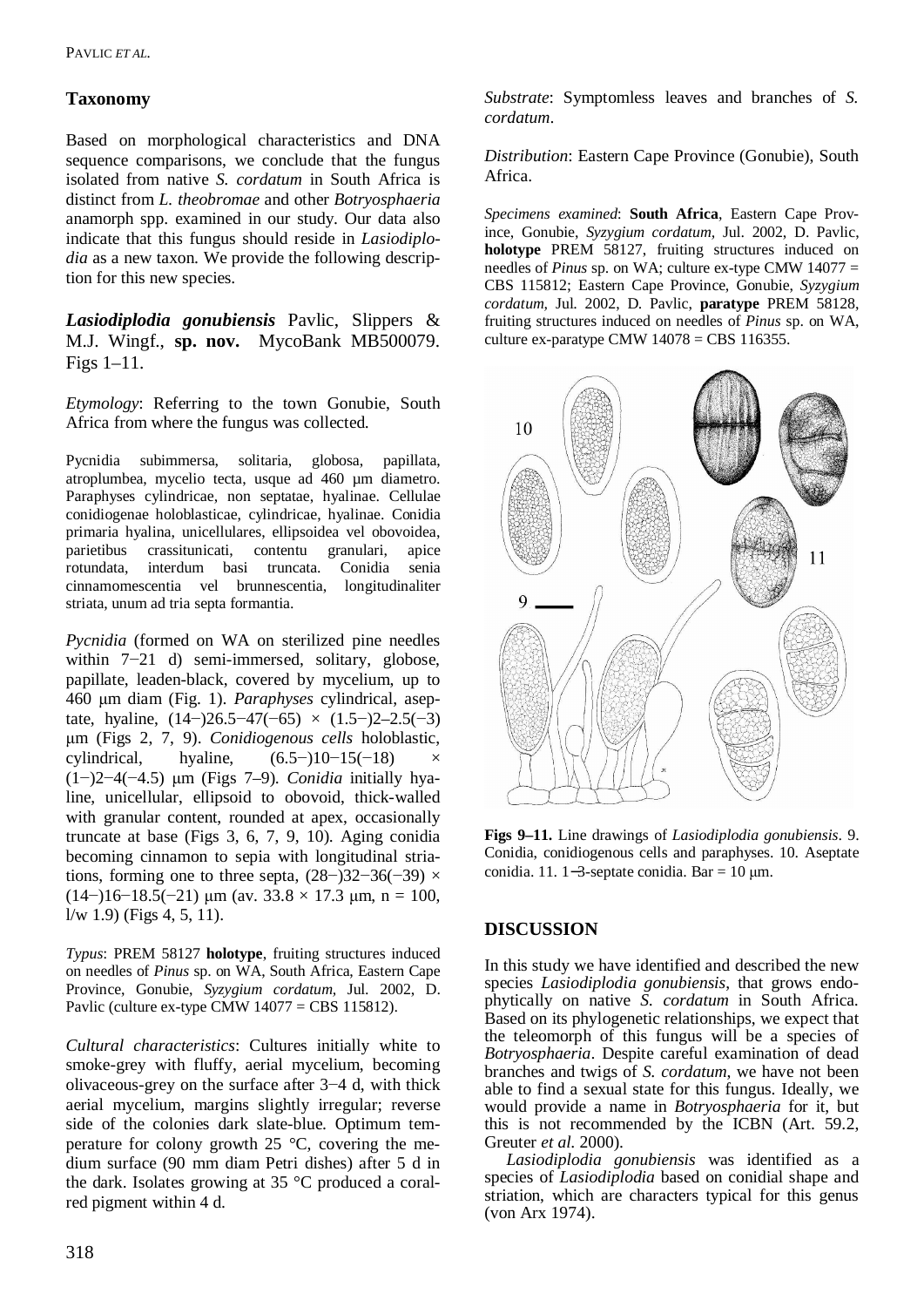## Taxonomy

Based on morphological characteristics and DNA sequence comparisons, we conclude that the fungus isolated from native *S. cordatum* in South Africa is distinct from *L. theobromae* and other *Botryosphaeria* anamorph spp. examined in our study. Our data also indicate that this fungus should reside in *Lasiodiplodia* as a new taxon. We provide the following description for this new species.

***Lasiodiplodia gonubiensis*** Pavlic, Slippers & M.J. Wingf., **sp. nov.** MycoBank MB500079. Figs 1–11.

*Etymology*: Referring to the town Gonubie, South Africa from where the fungus was collected.

Pycnidia subimmersa, solitaria, globosa, papillata, atroplumbea, mycelio tecta, usque ad 460 µm diametro. Paraphyses cylindricae, non septatae, hyalinae. Cellulae conidiogenae holoblasticae, cylindricae, hyalinae. Conidia primaria hyalina, unicellulares, ellipsoidea vel obovoidea, parietibus crassitunicati, contentu granulari, apice rotundata, interdum basi truncata. Conidia senia cinnamomescentia vel brunnescentia, longitudinaliter striata, unum ad tria septa formantia.

*Pycnidia* (formed on WA on sterilized pine needles within 7−21 d) semi-immersed, solitary, globose, papillate, leaden-black, covered by mycelium, up to 460 µm diam (Fig. 1). *Paraphyses* cylindrical, aseptate, hyaline, (14−)26.5−47(−65) × (1.5−)2–2.5(−3) µm (Figs 2, 7, 9). *Conidiogenous cells* holoblastic, cylindrical, hyaline, (6.5−)10−15(−18) × (1−)2−4(−4.5) µm (Figs 7–9). *Conidia* initially hyaline, unicellular, ellipsoid to obovoid, thick-walled with granular content, rounded at apex, occasionally truncate at base (Figs 3, 6, 7, 9, 10). Aging conidia becoming cinnamon to sepia with longitudinal striations, forming one to three septa, (28−)32−36(−39) × (14−)16−18.5(−21) µm (av. 33.8 × 17.3 µm, n = 100, l/w 1.9) (Figs 4, 5, 11).

*Typus*: PREM 58127 **holotype**, fruiting structures induced on needles of *Pinus* sp. on WA, South Africa, Eastern Cape Province, Gonubie, *Syzygium cordatum*, Jul. 2002, D. Pavlic (culture ex-type CMW 14077 = CBS 115812).

*Cultural characteristics*: Cultures initially white to smoke-grey with fluffy, aerial mycelium, becoming olivaceous-grey on the surface after 3−4 d, with thick aerial mycelium, margins slightly irregular; reverse side of the colonies dark slate-blue. Optimum temperature for colony growth 25 °C, covering the medium surface (90 mm diam Petri dishes) after 5 d in the dark. Isolates growing at 35 °C produced a coral-red pigment within 4 d.

*Substrate*: Symptomless leaves and branches of *S. cordatum*.

*Distribution*: Eastern Cape Province (Gonubie), South Africa.

*Specimens examined*: **South Africa**, Eastern Cape Province, Gonubie, *Syzygium cordatum*, Jul. 2002, D. Pavlic, **holotype** PREM 58127, fruiting structures induced on needles of *Pinus* sp. on WA; culture ex-type CMW 14077 = CBS 115812; Eastern Cape Province, Gonubie, *Syzygium cordatum,* Jul. 2002, D. Pavlic, **paratype** PREM 58128, fruiting structures induced on needles of *Pinus* sp. on WA, culture ex-paratype CMW 14078 = CBS 116355.

**Figs 9–11.** Line drawings of *Lasiodiplodia gonubiensis*. 9. Conidia, conidiogenous cells and paraphyses. 10. Aseptate conidia. 11. 1−3-septate conidia. Bar = 10 µm.

## DISCUSSION

In this study we have identified and described the new species *Lasiodiplodia gonubiensis*, that grows endophytically on native *S. cordatum* in South Africa. Based on its phylogenetic relationships, we expect that the teleomorph of this fungus will be a species of *Botryosphaeria*. Despite careful examination of dead branches and twigs of *S. cordatum*, we have not been able to find a sexual state for this fungus. Ideally, we would provide a name in *Botryosphaeria* for it, but this is not recommended by the ICBN (Art. 59.2, Greuter *et al.* 2000).

*Lasiodiplodia gonubiensis* was identified as a species of *Lasiodiplodia* based on conidial shape and striation, which are characters typical for this genus (von Arx 1974).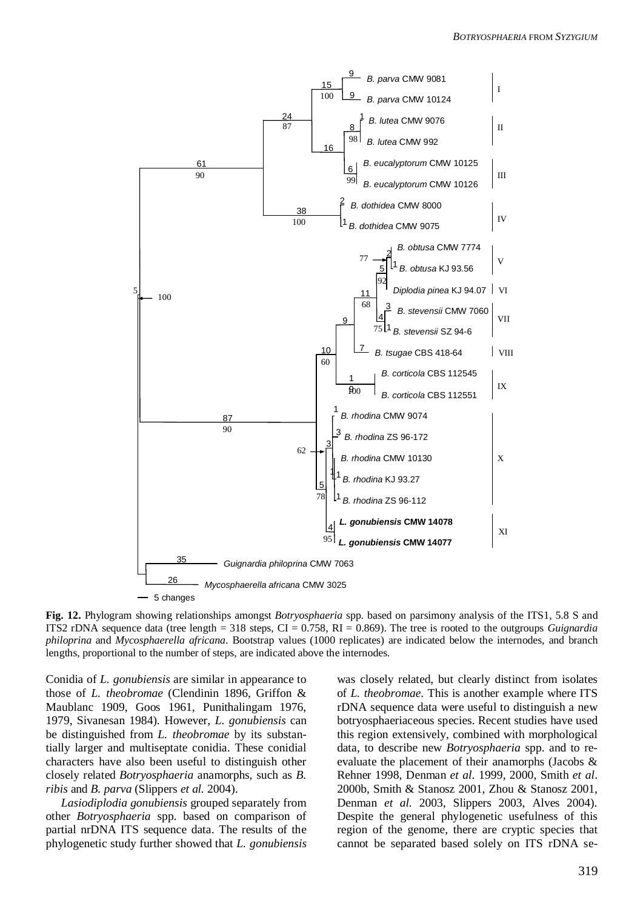**Fig. 12.** Phylogram showing relationships amongst *Botryosphaeria* spp. based on parsimony analysis of the ITS1, 5.8 S and ITS2 rDNA sequence data (tree length = 318 steps, CI = 0.758, RI = 0.869). The tree is rooted to the outgroups *Guignardia philoprina* and *Mycosphaerella africana*. Bootstrap values (1000 replicates) are indicated below the internodes, and branch lengths, proportional to the number of steps, are indicated above the internodes.

Conidia of *L. gonubiensis* are similar in appearance to those of *L. theobromae* (Clendinin 1896, Griffon & Maublanc 1909, Goos 1961, Punithalingam 1976, 1979, Sivanesan 1984). However, *L. gonubiensis* can be distinguished from *L. theobromae* by its substantially larger and multiseptate conidia. These conidial characters have also been useful to distinguish other closely related *Botryosphaeria* anamorphs, such as *B. ribis* and *B. parva* (Slippers *et al.* 2004).

*Lasiodiplodia gonubiensis* grouped separately from other *Botryosphaeria* spp. based on comparison of partial nrDNA ITS sequence data. The results of the phylogenetic study further showed that *L. gonubiensis* was closely related, but clearly distinct from isolates of *L. theobromae*. This is another example where ITS rDNA sequence data were useful to distinguish a new botryosphaeriaceous species. Recent studies have used this region extensively, combined with morphological data, to describe new *Botryosphaeria* spp. and to re-evaluate the placement of their anamorphs (Jacobs & Rehner 1998, Denman *et al*. 1999, 2000, Smith *et al*. 2000b, Smith & Stanosz 2001, Zhou & Stanosz 2001, Denman *et al.* 2003, Slippers 2003, Alves 2004). Despite the general phylogenetic usefulness of this region of the genome, there are cryptic species that cannot be separated based solely on ITS rDNA se-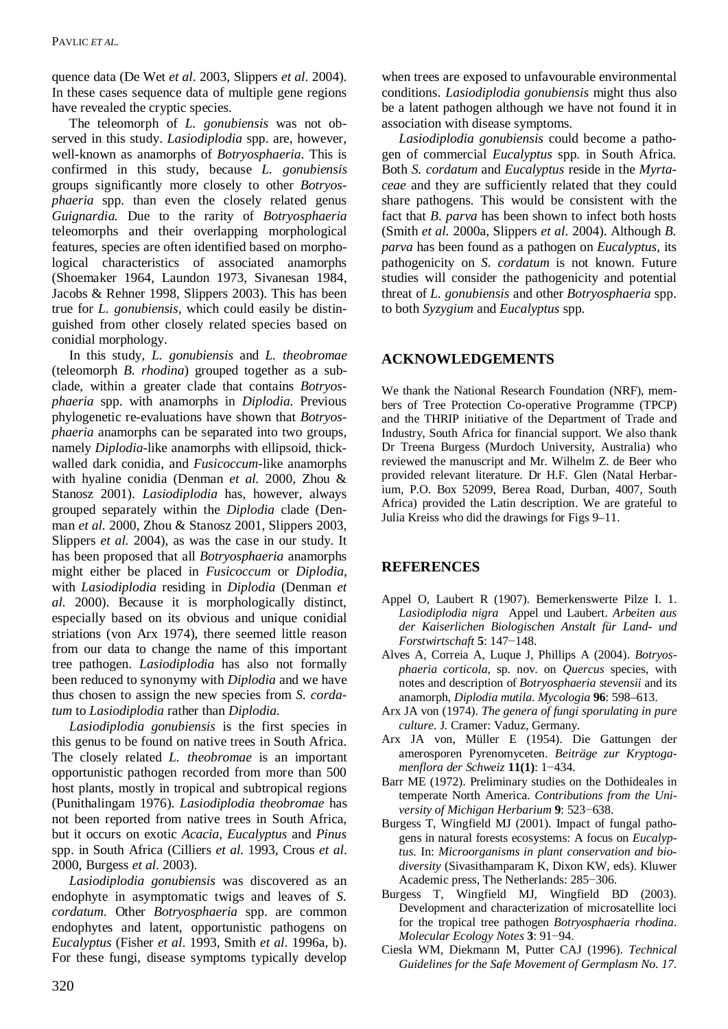quence data (De Wet *et al*. 2003, Slippers *et al*. 2004). In these cases sequence data of multiple gene regions have revealed the cryptic species.

The teleomorph of *L. gonubiensis* was not observed in this study. *Lasiodiplodia* spp. are, however, well-known as anamorphs of *Botryosphaeria*. This is confirmed in this study, because *L. gonubiensis* groups significantly more closely to other *Botryosphaeria* spp. than even the closely related genus *Guignardia.* Due to the rarity of *Botryosphaeria* teleomorphs and their overlapping morphological features, species are often identified based on morphological characteristics of associated anamorphs (Shoemaker 1964, Laundon 1973, Sivanesan 1984, Jacobs & Rehner 1998, Slippers 2003). This has been true for *L. gonubiensis*, which could easily be distinguished from other closely related species based on conidial morphology.

In this study, *L. gonubiensis* and *L. theobromae* (teleomorph *B. rhodina*) grouped together as a subclade, within a greater clade that contains *Botryosphaeria* spp. with anamorphs in *Diplodia.* Previous phylogenetic re-evaluations have shown that *Botryosphaeria* anamorphs can be separated into two groups, namely *Diplodia*-like anamorphs with ellipsoid, thick-walled dark conidia, and *Fusicoccum*-like anamorphs with hyaline conidia (Denman *et al.* 2000, Zhou & Stanosz 2001). *Lasiodiplodia* has, however, always grouped separately within the *Diplodia* clade (Denman *et al.* 2000, Zhou & Stanosz 2001, Slippers 2003, Slippers *et al.* 2004), as was the case in our study. It has been proposed that all *Botryosphaeria* anamorphs might either be placed in *Fusicoccum* or *Diplodia*, with *Lasiodiplodia* residing in *Diplodia* (Denman *et al.* 2000). Because it is morphologically distinct, especially based on its obvious and unique conidial striations (von Arx 1974), there seemed little reason from our data to change the name of this important tree pathogen. *Lasiodiplodia* has also not formally been reduced to synonymy with *Diplodia* and we have thus chosen to assign the new species from *S. cordatum* to *Lasiodiplodia* rather than *Diplodia.*

*Lasiodiplodia gonubiensis* is the first species in this genus to be found on native trees in South Africa. The closely related *L. theobromae* is an important opportunistic pathogen recorded from more than 500 host plants, mostly in tropical and subtropical regions (Punithalingam 1976). *Lasiodiplodia theobromae* has not been reported from native trees in South Africa, but it occurs on exotic *Acacia*, *Eucalyptus* and *Pinus* spp. in South Africa (Cilliers *et al.* 1993, Crous *et al*. 2000, Burgess *et al*. 2003).

*Lasiodiplodia gonubiensis* was discovered as an endophyte in asymptomatic twigs and leaves of *S. cordatum*. Other *Botryosphaeria* spp. are common endophytes and latent, opportunistic pathogens on *Eucalyptus* (Fisher *et al*. 1993, Smith *et al*. 1996a, b). For these fungi, disease symptoms typically develop when trees are exposed to unfavourable environmental conditions. *Lasiodiplodia gonubiensis* might thus also be a latent pathogen although we have not found it in association with disease symptoms.

*Lasiodiplodia gonubiensis* could become a pathogen of commercial *Eucalyptus* spp. in South Africa. Both *S. cordatum* and *Eucalyptus* reside in the *Myrtaceae* and they are sufficiently related that they could share pathogens. This would be consistent with the fact that *B. parva* has been shown to infect both hosts (Smith *et al.* 2000a, Slippers *et al.* 2004). Although *B. parva* has been found as a pathogen on *Eucalyptus*, its pathogenicity on *S. cordatum* is not known. Future studies will consider the pathogenicity and potential threat of *L. gonubiensis* and other *Botryosphaeria* spp. to both *Syzygium* and *Eucalyptus* spp.

## ACKNOWLEDGEMENTS

We thank the National Research Foundation (NRF), members of Tree Protection Co-operative Programme (TPCP) and the THRIP initiative of the Department of Trade and Industry, South Africa for financial support. We also thank Dr Treena Burgess (Murdoch University, Australia) who reviewed the manuscript and Mr. Wilhelm Z. de Beer who provided relevant literature. Dr H.F. Glen (Natal Herbarium, P.O. Box 52099, Berea Road, Durban, 4007, South Africa) provided the Latin description. We are grateful to Julia Kreiss who did the drawings for Figs 9–11.

## REFERENCES

Appel O, Laubert R (1907). Bemerkenswerte Pilze I. 1. *Lasiodiplodia nigra* Appel und Laubert. *Arbeiten aus der Kaiserlichen Biologischen Anstalt für Land- und Forstwirtschaft* **5**: 147−148.

Alves A, Correia A, Luque J, Phillips A (2004). *Botryosphaeria corticola*, sp. nov. on *Quercus* species, with notes and description of *Botryosphaeria stevensii* and its anamorph, *Diplodia mutila*. *Mycologia* **96**: 598–613.

Arx JA von (1974). *The genera of fungi sporulating in pure culture*. J. Cramer: Vaduz, Germany.

Arx JA von, Müller E (1954). Die Gattungen der amerosporen Pyrenomyceten. *Beiträge zur Kryptogamenflora der Schweiz* **11(1)**: 1−434.

Barr ME (1972). Preliminary studies on the Dothideales in temperate North America. *Contributions from the University of Michigan Herbarium* **9**: 523−638.

Burgess T, Wingfield MJ (2001). Impact of fungal pathogens in natural forests ecosystems: A focus on *Eucalyptus*. In: *Microorganisms in plant conservation and biodiversity* (Sivasithamparam K, Dixon KW, eds). Kluwer Academic press, The Netherlands: 285−306.

Burgess T, Wingfield MJ, Wingfield BD (2003). Development and characterization of microsatellite loci for the tropical tree pathogen *Botryosphaeria rhodina*. *Molecular Ecology Notes* **3**: 91−94.

Ciesla WM, Diekmann M, Putter CAJ (1996). *Technical Guidelines for the Safe Movement of Germplasm No. 17.*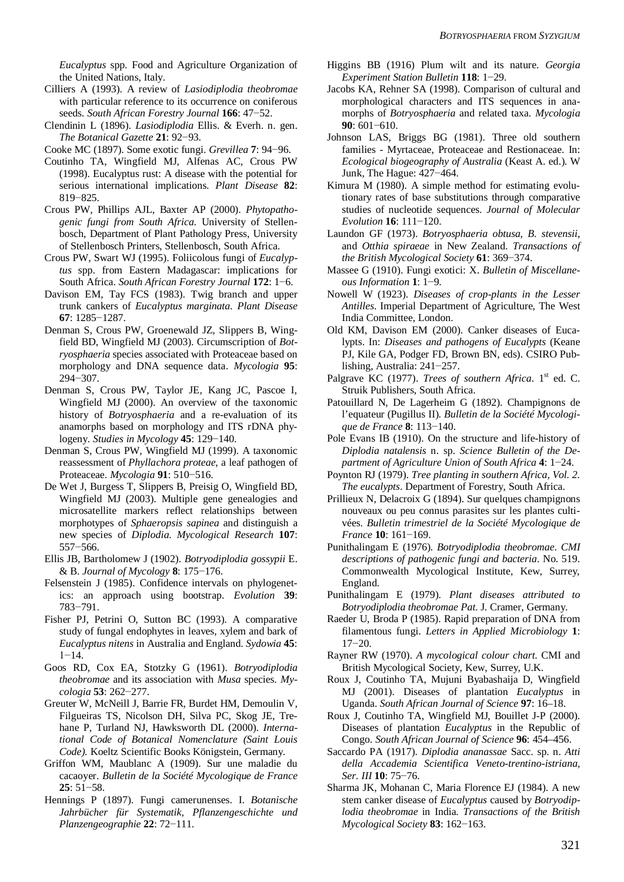*Eucalyptus* spp. Food and Agriculture Organization of the United Nations, Italy.

Cilliers A (1993). A review of *Lasiodiplodia theobromae* with particular reference to its occurrence on coniferous seeds. *South African Forestry Journal* **166**: 47−52.

Clendinin L (1896). *Lasiodiplodia* Ellis. & Everh. n. gen. *The Botanical Gazette* **21**: 92−93.

Cooke MC (1897). Some exotic fungi. *Grevillea* **7**: 94−96.

Coutinho TA, Wingfield MJ, Alfenas AC, Crous PW (1998). Eucalyptus rust: A disease with the potential for serious international implications. *Plant Disease* **82**: 819−825.

Crous PW, Phillips AJL, Baxter AP (2000). *Phytopathogenic fungi from South Africa.* University of Stellenbosch, Department of Plant Pathology Press, University of Stellenbosch Printers, Stellenbosch, South Africa.

Crous PW, Swart WJ (1995). Foliicolous fungi of *Eucalyptus* spp. from Eastern Madagascar: implications for South Africa. *South African Forestry Journal* **172**: 1−6.

Davison EM, Tay FCS (1983). Twig branch and upper trunk cankers of *Eucalyptus marginata*. *Plant Disease* **67**: 1285−1287.

Denman S, Crous PW, Groenewald JZ, Slippers B, Wingfield BD, Wingfield MJ (2003). Circumscription of *Botryosphaeria* species associated with Proteaceae based on morphology and DNA sequence data. *Mycologia* **95**: 294−307.

Denman S, Crous PW, Taylor JE, Kang JC, Pascoe I, Wingfield MJ (2000). An overview of the taxonomic history of *Botryosphaeria* and a re-evaluation of its anamorphs based on morphology and ITS rDNA phylogeny. *Studies in Mycology* **45**: 129−140.

Denman S, Crous PW, Wingfield MJ (1999). A taxonomic reassessment of *Phyllachora proteae*, a leaf pathogen of Proteaceae. *Mycologia* **91**: 510−516.

De Wet J, Burgess T, Slippers B, Preisig O, Wingfield BD, Wingfield MJ (2003). Multiple gene genealogies and microsatellite markers reflect relationships between morphotypes of *Sphaeropsis sapinea* and distinguish a new species of *Diplodia*. *Mycological Research* **107**: 557−566.

Ellis JB, Bartholomew J (1902). *Botryodiplodia gossypii* E. & B. *Journal of Mycology* **8**: 175−176.

Felsenstein J (1985). Confidence intervals on phylogenetics: an approach using bootstrap. *Evolution* **39**: 783−791.

Fisher PJ, Petrini O, Sutton BC (1993). A comparative study of fungal endophytes in leaves, xylem and bark of *Eucalyptus nitens* in Australia and England. *Sydowia* **45**: 1−14.

Goos RD, Cox EA, Stotzky G (1961). *Botryodiplodia theobromae* and its association with *Musa* species. *Mycologia* **53**: 262−277.

Greuter W, McNeill J, Barrie FR, Burdet HM, Demoulin V, Filgueiras TS, Nicolson DH, Silva PC, Skog JE, Trehane P, Turland NJ, Hawksworth DL (2000). *International Code of Botanical Nomenclature (Saint Louis Code).* Koeltz Scientific Books Königstein, Germany.

Griffon WM, Maublanc A (1909). Sur une maladie du cacaoyer. *Bulletin de la Société Mycologique de France* **25**: 51−58.

Hennings P (1897). Fungi camerunenses. I. *Botanische Jahrbücher für Systematik, Pflanzengeschichte und Planzengeographie* **22**: 72−111.

Higgins BB (1916) Plum wilt and its nature. *Georgia Experiment Station Bulletin* **118**: 1−29.

Jacobs KA, Rehner SA (1998). Comparison of cultural and morphological characters and ITS sequences in anamorphs of *Botryosphaeria* and related taxa. *Mycologia* **90**: 601−610.

Johnson LAS, Briggs BG (1981). Three old southern families - Myrtaceae, Proteaceae and Restionaceae. In: *Ecological biogeography of Australia* (Keast A. ed.). W Junk, The Hague: 427−464.

Kimura M (1980). A simple method for estimating evolutionary rates of base substitutions through comparative studies of nucleotide sequences. *Journal of Molecular Evolution* **16**: 111−120.

Laundon GF (1973). *Botryosphaeria obtusa, B. stevensii*, and *Otthia spiraeae* in New Zealand. *Transactions of the British Mycological Society* **61**: 369−374.

Massee G (1910). Fungi exotici: X. *Bulletin of Miscellaneous Information* **1**: 1−9.

Nowell W (1923). *Diseases of crop-plants in the Lesser Antilles*. Imperial Department of Agriculture, The West India Committee, London.

Old KM, Davison EM (2000). Canker diseases of Eucalypts. In: *Diseases and pathogens of Eucalypts* (Keane PJ, Kile GA, Podger FD, Brown BN, eds). CSIRO Publishing, Australia: 241−257.

Palgrave KC (1977). *Trees of southern Africa*. 1st ed. C. Struik Publishers, South Africa.

Patouillard N, De Lagerheim G (1892). Champignons de l'equateur (Pugillus II). *Bulletin de la Société Mycologique de France* **8**: 113−140.

Pole Evans IB (1910). On the structure and life-history of *Diplodia natalensis* n. sp. *Science Bulletin of the Department of Agriculture Union of South Africa* **4**: 1−24.

Poynton RJ (1979). *Tree planting in southern Africa, Vol. 2. The eucalypts*. Department of Forestry, South Africa.

Prillieux N, Delacroix G (1894). Sur quelques champignons nouveaux ou peu connus parasites sur les plantes cultivées. *Bulletin trimestriel de la Société Mycologique de France* **10**: 161−169.

Punithalingam E (1976). *Botryodiplodia theobromae*. *CMI descriptions of pathogenic fungi and bacteria*. No. 519. Commonwealth Mycological Institute, Kew, Surrey, England.

Punithalingam E (1979). *Plant diseases attributed to Botryodiplodia theobromae Pat.* J. Cramer, Germany.

Raeder U, Broda P (1985). Rapid preparation of DNA from filamentous fungi. *Letters in Applied Microbiology* **1**: 17−20.

Rayner RW (1970). *A mycological colour chart.* CMI and British Mycological Society, Kew, Surrey, U.K.

Roux J, Coutinho TA, Mujuni Byabashaija D, Wingfield MJ (2001). Diseases of plantation *Eucalyptus* in Uganda. *South African Journal of Science* **97**: 16–18.

Roux J, Coutinho TA, Wingfield MJ, Bouillet J-P (2000). Diseases of plantation *Eucalyptus* in the Republic of Congo. *South African Journal of Science* **96**: 454–456.

Saccardo PA (1917). *Diplodia ananassae* Sacc. sp. n. *Atti della Accademia Scientifica Veneto-trentino-istriana, Ser. III* **10**: 75−76.

Sharma JK, Mohanan C, Maria Florence EJ (1984). A new stem canker disease of *Eucalyptus* caused by *Botryodiplodia theobromae* in India. *Transactions of the British Mycological Society* **83**: 162−163.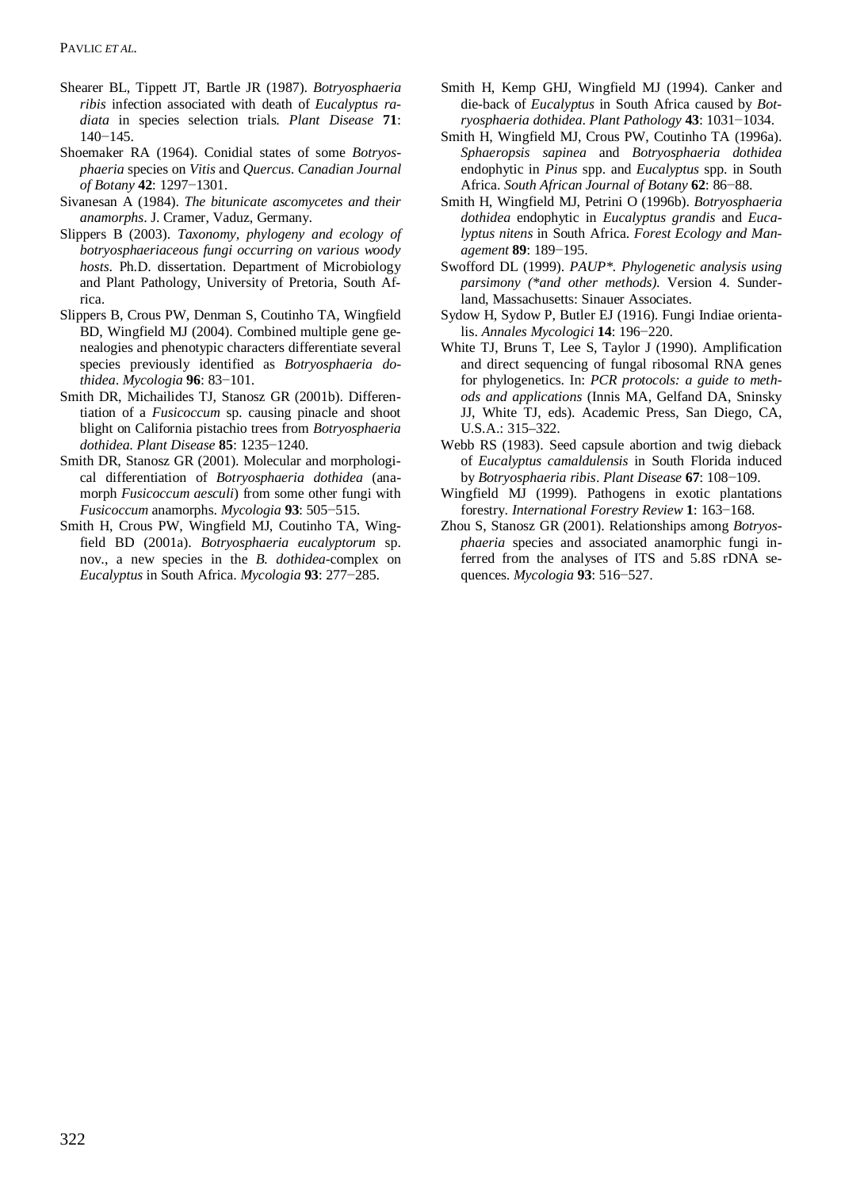Shearer BL, Tippett JT, Bartle JR (1987). *Botryosphaeria ribis* infection associated with death of *Eucalyptus radiata* in species selection trials. *Plant Disease* **71**: 140−145.

Shoemaker RA (1964). Conidial states of some *Botryosphaeria* species on *Vitis* and *Quercus*. *Canadian Journal of Botany* **42**: 1297−1301.

Sivanesan A (1984). *The bitunicate ascomycetes and their anamorphs*. J. Cramer, Vaduz, Germany.

Slippers B (2003). *Taxonomy, phylogeny and ecology of botryosphaeriaceous fungi occurring on various woody hosts*. Ph.D. dissertation. Department of Microbiology and Plant Pathology, University of Pretoria, South Africa.

Slippers B, Crous PW, Denman S, Coutinho TA, Wingfield BD, Wingfield MJ (2004). Combined multiple gene genealogies and phenotypic characters differentiate several species previously identified as *Botryosphaeria dothidea*. *Mycologia* **96**: 83−101.

Smith DR, Michailides TJ, Stanosz GR (2001b). Differentiation of a *Fusicoccum* sp. causing pinacle and shoot blight on California pistachio trees from *Botryosphaeria dothidea*. *Plant Disease* **85**: 1235−1240.

Smith DR, Stanosz GR (2001). Molecular and morphological differentiation of *Botryosphaeria dothidea* (anamorph *Fusicoccum aesculi*) from some other fungi with *Fusicoccum* anamorphs. *Mycologia* **93**: 505−515.

Smith H, Crous PW, Wingfield MJ, Coutinho TA, Wingfield BD (2001a). *Botryosphaeria eucalyptorum* sp. nov., a new species in the *B. dothidea*-complex on *Eucalyptus* in South Africa. *Mycologia* **93**: 277−285.

Smith H, Kemp GHJ, Wingfield MJ (1994). Canker and die-back of *Eucalyptus* in South Africa caused by *Botryosphaeria dothidea*. *Plant Pathology* **43**: 1031−1034.

Smith H, Wingfield MJ, Crous PW, Coutinho TA (1996a). *Sphaeropsis sapinea* and *Botryosphaeria dothidea* endophytic in *Pinus* spp. and *Eucalyptus* spp. in South Africa. *South African Journal of Botany* **62**: 86−88.

Smith H, Wingfield MJ, Petrini O (1996b). *Botryosphaeria dothidea* endophytic in *Eucalyptus grandis* and *Eucalyptus nitens* in South Africa. *Forest Ecology and Management* **89**: 189−195.

Swofford DL (1999). *PAUP\*. Phylogenetic analysis using parsimony (\*and other methods).* Version 4. Sunderland, Massachusetts: Sinauer Associates.

Sydow H, Sydow P, Butler EJ (1916). Fungi Indiae orientalis. *Annales Mycologici* **14**: 196−220.

White TJ, Bruns T, Lee S, Taylor J (1990). Amplification and direct sequencing of fungal ribosomal RNA genes for phylogenetics. In: *PCR protocols: a guide to methods and applications* (Innis MA, Gelfand DA, Sninsky JJ, White TJ, eds). Academic Press, San Diego, CA, U.S.A.: 315–322.

Webb RS (1983). Seed capsule abortion and twig dieback of *Eucalyptus camaldulensis* in South Florida induced by *Botryosphaeria ribis*. *Plant Disease* **67**: 108−109.

Wingfield MJ (1999). Pathogens in exotic plantations forestry. *International Forestry Review* **1**: 163−168.

Zhou S, Stanosz GR (2001). Relationships among *Botryosphaeria* species and associated anamorphic fungi inferred from the analyses of ITS and 5.8S rDNA sequences. *Mycologia* **93**: 516−527.